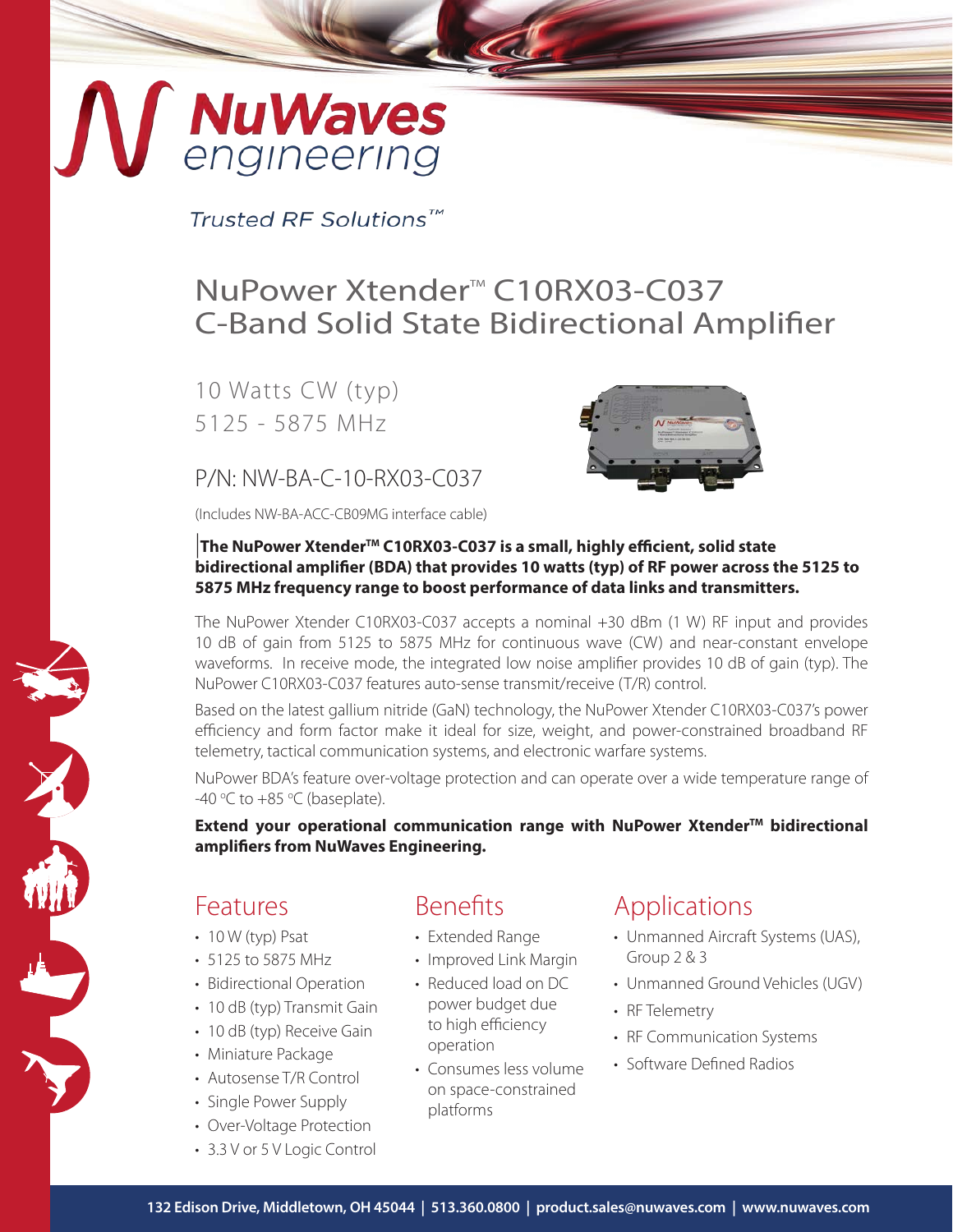# NuWaves engineering

*Trusted RF Solutions™*

# NuPower Xtender™ C10RX03-C037 C-Band Solid State Bidirectional Amplifier

10 Watts CW (typ)
5125 - 5875 MHz

P/N: NW-BA-C-10-RX03-C037

(Includes NW-BA-ACC-CB09MG interface cable)

**The NuPower Xtender™ C10RX03-C037 is a small, highly efficient, solid state bidirectional amplifier (BDA) that provides 10 watts (typ) of RF power across the 5125 to 5875 MHz frequency range to boost performance of data links and transmitters.**

The NuPower Xtender C10RX03-C037 accepts a nominal +30 dBm (1 W) RF input and provides 10 dB of gain from 5125 to 5875 MHz for continuous wave (CW) and near-constant envelope waveforms. In receive mode, the integrated low noise amplifier provides 10 dB of gain (typ). The NuPower C10RX03-C037 features auto-sense transmit/receive (T/R) control.

Based on the latest gallium nitride (GaN) technology, the NuPower Xtender C10RX03-C037's power efficiency and form factor make it ideal for size, weight, and power-constrained broadband RF telemetry, tactical communication systems, and electronic warfare systems.

NuPower BDA's feature over-voltage protection and can operate over a wide temperature range of -40 °C to +85 °C (baseplate).

**Extend your operational communication range with NuPower Xtender™ bidirectional amplifiers from NuWaves Engineering.**

## Features

- 10 W (typ) Psat
- 5125 to 5875 MHz
- Bidirectional Operation
- 10 dB (typ) Transmit Gain
- 10 dB (typ) Receive Gain
- Miniature Package
- Autosense T/R Control
- Single Power Supply
- Over-Voltage Protection
- 3.3 V or 5 V Logic Control

## Benefits

- Extended Range
- Improved Link Margin
- Reduced load on DC power budget due to high efficiency operation
- Consumes less volume on space-constrained platforms

## Applications

- Unmanned Aircraft Systems (UAS), Group 2 & 3
- Unmanned Ground Vehicles (UGV)
- RF Telemetry
- RF Communication Systems
- Software Defined Radios

**132 Edison Drive, Middletown, OH 45044 | 513.360.0800 | product.sales@nuwaves.com | www.nuwaves.com**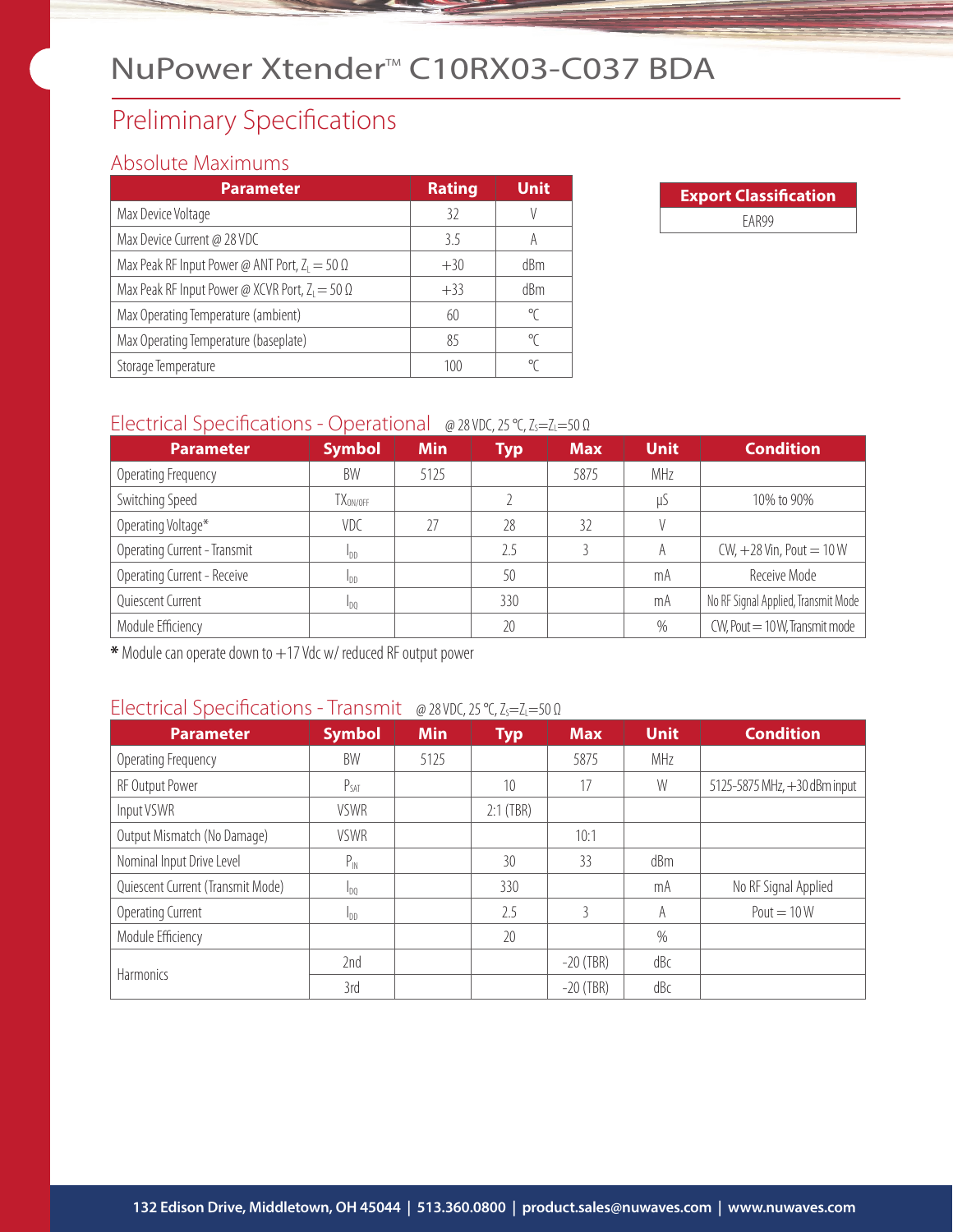# NuPower Xtender™ C10RX03-C037 BDA

## Preliminary Specifications

### Absolute Maximums

| Parameter | Rating | Unit |
|---|---|---|
| Max Device Voltage | 32 | V |
| Max Device Current @ 28 VDC | 3.5 | A |
| Max Peak RF Input Power @ ANT Port, $Z_L = 50\ \Omega$ | +30 | dBm |
| Max Peak RF Input Power @ XCVR Port, $Z_L = 50\ \Omega$ | +33 | dBm |
| Max Operating Temperature (ambient) | 60 | °C |
| Max Operating Temperature (baseplate) | 85 | °C |
| Storage Temperature | 100 | °C |

| Export Classification |
|---|
| EAR99 |

### Electrical Specifications - Operational @ 28 VDC, 25 °C, $Z_S = Z_L = 50\ \Omega$

| Parameter | Symbol | Min | Typ | Max | Unit | Condition |
|---|---|---|---|---|---|---|
| Operating Frequency | BW | 5125 | | 5875 | MHz | |
| Switching Speed | $TX_{ON/OFF}$ | | 2 | | µS | 10% to 90% |
| Operating Voltage* | VDC | 27 | 28 | 32 | V | |
| Operating Current - Transmit | $I_{DD}$ | | 2.5 | 3 | A | CW, +28 Vin, Pout = 10 W |
| Operating Current - Receive | $I_{DD}$ | | 50 | | mA | Receive Mode |
| Quiescent Current | $I_{DQ}$ | | 330 | | mA | No RF Signal Applied, Transmit Mode |
| Module Efficiency | | | 20 | | % | CW, Pout = 10 W, Transmit mode |

**\*** Module can operate down to +17 Vdc w/ reduced RF output power

### Electrical Specifications - Transmit @ 28 VDC, 25 °C, $Z_S = Z_L = 50\ \Omega$

| Parameter | Symbol | Min | Typ | Max | Unit | Condition |
|---|---|---|---|---|---|---|
| Operating Frequency | BW | 5125 | | 5875 | MHz | |
| RF Output Power | $P_{SAT}$ | | 10 | 17 | W | 5125-5875 MHz, +30 dBm input |
| Input VSWR | VSWR | | 2:1 (TBR) | | | |
| Output Mismatch (No Damage) | VSWR | | | 10:1 | | |
| Nominal Input Drive Level | $P_{IN}$ | | 30 | 33 | dBm | |
| Quiescent Current (Transmit Mode) | $I_{DQ}$ | | 330 | | mA | No RF Signal Applied |
| Operating Current | $I_{DD}$ | | 2.5 | 3 | A | Pout = 10 W |
| Module Efficiency | | | 20 | | % | |
| Harmonics | 2nd | | | -20 (TBR) | dBc | |
| | 3rd | | | -20 (TBR) | dBc | |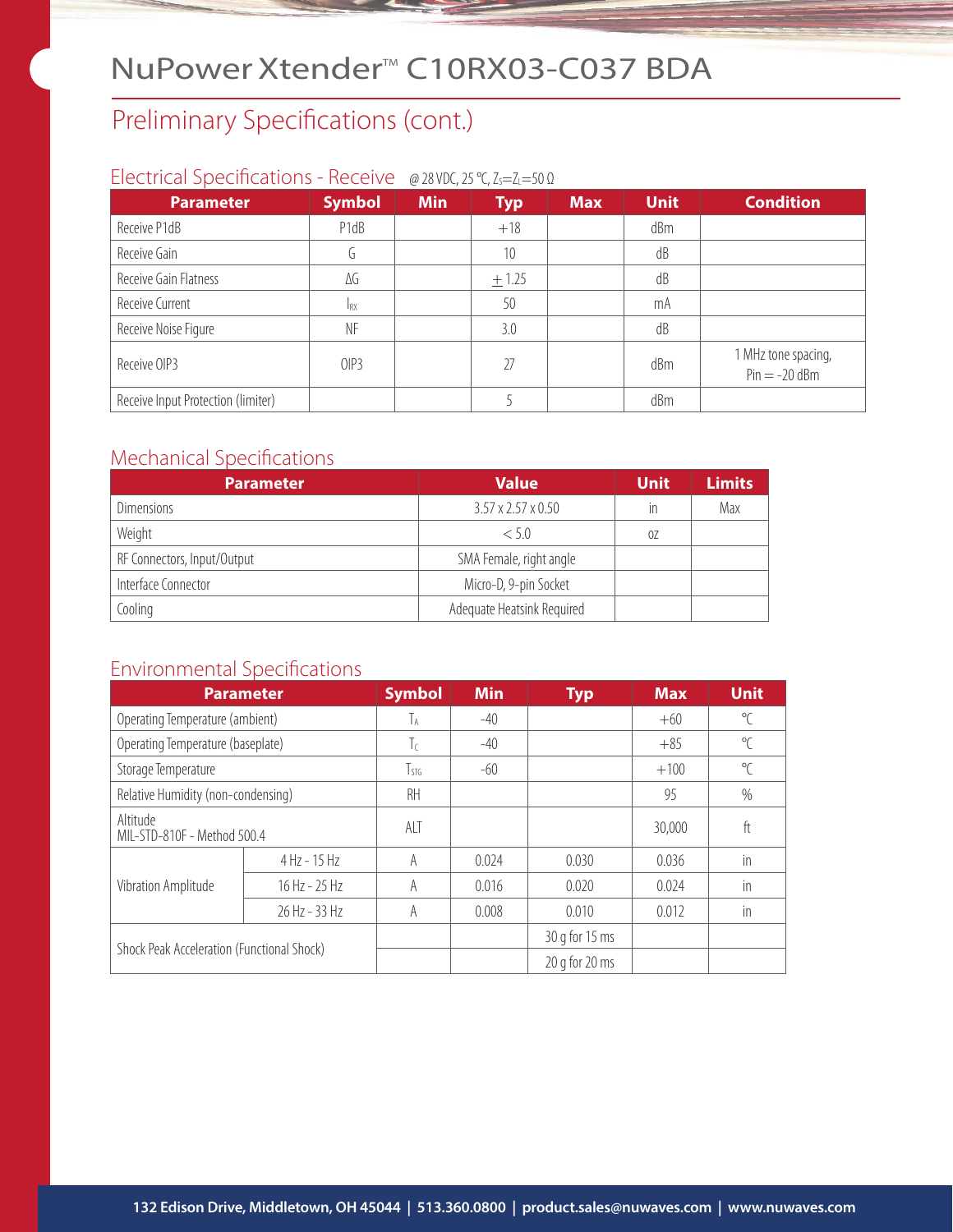# NuPower Xtender™ C10RX03-C037 BDA

## Preliminary Specifications (cont.)

### Electrical Specifications - Receive

@ 28 VDC, 25 °C, $Z_S$=$Z_L$=50 Ω

| Parameter | Symbol | Min | Typ | Max | Unit | Condition |
|---|---|---|---|---|---|---|
| Receive P1dB | P1dB | | +18 | | dBm | |
| Receive Gain | G | | 10 | | dB | |
| Receive Gain Flatness | ΔG | | ± 1.25 | | dB | |
| Receive Current | $I_{RX}$ | | 50 | | mA | |
| Receive Noise Figure | NF | | 3.0 | | dB | |
| Receive OIP3 | OIP3 | | 27 | | dBm | 1 MHz tone spacing, Pin = -20 dBm |
| Receive Input Protection (limiter) | | | 5 | | dBm | |

### Mechanical Specifications

| Parameter | Value | Unit | Limits |
|---|---|---|---|
| Dimensions | 3.57 x 2.57 x 0.50 | in | Max |
| Weight | < 5.0 | oz | |
| RF Connectors, Input/Output | SMA Female, right angle | | |
| Interface Connector | Micro-D, 9-pin Socket | | |
| Cooling | Adequate Heatsink Required | | |

### Environmental Specifications

| Parameter | | Symbol | Min | Typ | Max | Unit |
|---|---|---|---|---|---|---|
| Operating Temperature (ambient) | | $T_A$ | -40 | | +60 | °C |
| Operating Temperature (baseplate) | | $T_C$ | -40 | | +85 | °C |
| Storage Temperature | | $T_{STG}$ | -60 | | +100 | °C |
| Relative Humidity (non-condensing) | | RH | | | 95 | % |
| Altitude MIL-STD-810F - Method 500.4 | | ALT | | | 30,000 | ft |
| Vibration Amplitude | 4 Hz - 15 Hz | A | 0.024 | 0.030 | 0.036 | in |
| | 16 Hz - 25 Hz | A | 0.016 | 0.020 | 0.024 | in |
| | 26 Hz - 33 Hz | A | 0.008 | 0.010 | 0.012 | in |
| Shock Peak Acceleration (Functional Shock) | | | | 30 g for 15 ms | | |
| | | | | 20 g for 20 ms | | |

132 Edison Drive, Middletown, OH 45044 | 513.360.0800 | product.sales@nuwaves.com | www.nuwaves.com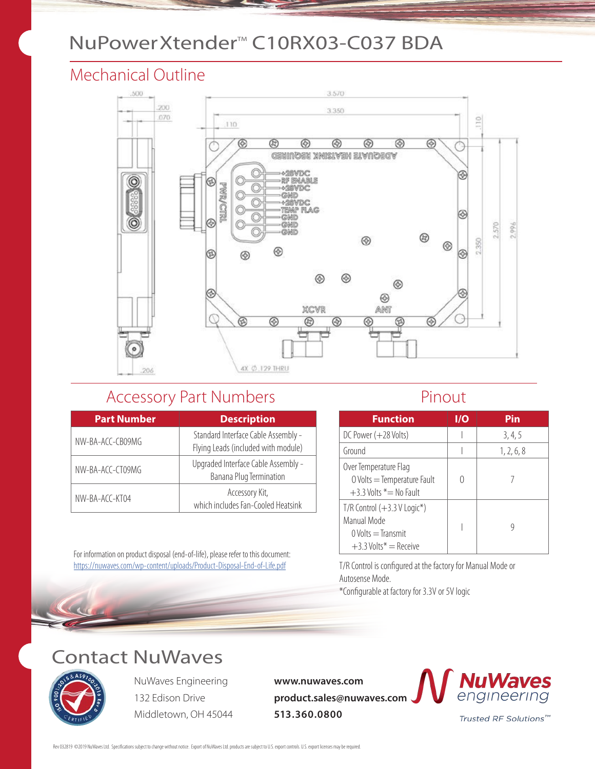# NuPowerXtender™ C10RX03-C037 BDA

## Mechanical Outline

.500
.200
.070
3.570
3.350
.110
.110
ADEQUATE HEATSINK REQUIRED
PWR/CTRL
+28VDC
RF ENABLE
+28VDC
GND
+28VDC
TEMP FLAG
GND
GND
GND
2.350
2.570
2.996
XCVR
ANT
.206
4X ⌀ .129 THRU

## Accessory Part Numbers

| Part Number | Description |
|---|---|
| NW-BA-ACC-CB09MG | Standard Interface Cable Assembly - Flying Leads (included with module) |
| NW-BA-ACC-CT09MG | Upgraded Interface Cable Assembly - Banana Plug Termination |
| NW-BA-ACC-KT04 | Accessory Kit, which includes Fan-Cooled Heatsink |

For information on product disposal (end-of-life), please refer to this document:
https://nuwaves.com/wp-content/uploads/Product-Disposal-End-of-Life.pdf

## Pinout

| Function | I/O | Pin |
|---|---|---|
| DC Power (+28 Volts) | I | 3, 4, 5 |
| Ground | I | 1, 2, 6, 8 |
| Over Temperature Flag<br>0 Volts = Temperature Fault<br>+3.3 Volts *= No Fault | O | 7 |
| T/R Control (+3.3 V Logic*)<br>Manual Mode<br>0 Volts = Transmit<br>+3.3 Volts* = Receive | I | 9 |

T/R Control is configured at the factory for Manual Mode or Autosense Mode.
*Configurable at factory for 3.3V or 5V logic

## Contact NuWaves

NuWaves Engineering
132 Edison Drive
Middletown, OH 45044

**www.nuwaves.com**
**product.sales@nuwaves.com**
**513.360.0800**

NuWaves engineering
Trusted RF Solutions™

Rev 032819 ©2019 NuWaves Ltd. Specifications subject to change without notice. Export of NuWaves Ltd. products are subject to U.S. export controls. U.S. export licenses may be required.